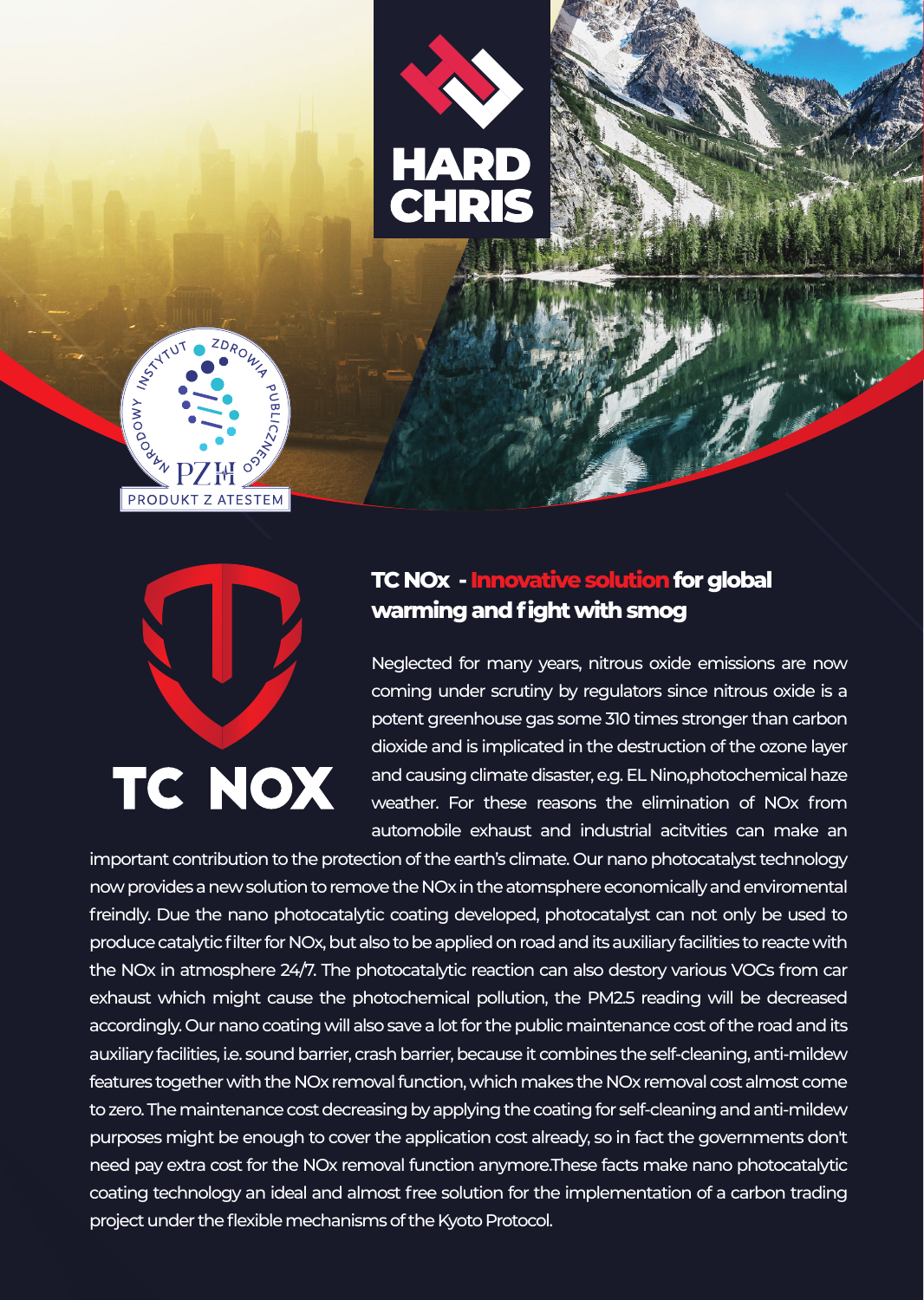# HARD CHRIS

NARODOWY INSTYTUT ZDROWIA PUBLICZNEGO PZH

PRODUKT Z ATESTEM

# TC NOX

## TC NOx - Innovative solution for global warming and fight with smog

Neglected for many years, nitrous oxide emissions are now coming under scrutiny by regulators since nitrous oxide is a potent greenhouse gas some 310 times stronger than carbon dioxide and is implicated in the destruction of the ozone layer and causing climate disaster, e.g. EL Nino,photochemical haze weather. For these reasons the elimination of NOx from automobile exhaust and industrial acitvities can make an important contribution to the protection of the earth's climate. Our nano photocatalyst technology now provides a new solution to remove the NOx in the atomsphere economically and enviromental freindly. Due the nano photocatalytic coating developed, photocatalyst can not only be used to produce catalytic filter for NOx, but also to be applied on road and its auxiliary facilities to reacte with the NOx in atmosphere 24/7. The photocatalytic reaction can also destory various VOCs from car exhaust which might cause the photochemical pollution, the PM2.5 reading will be decreased accordingly. Our nano coating will also save a lot for the public maintenance cost of the road and its auxiliary facilities, i.e. sound barrier, crash barrier, because it combines the self-cleaning, anti-mildew features together with the NOx removal function, which makes the NOx removal cost almost come to zero. The maintenance cost decreasing by applying the coating for self-cleaning and anti-mildew purposes might be enough to cover the application cost already, so in fact the governments don't need pay extra cost for the NOx removal function anymore.These facts make nano photocatalytic coating technology an ideal and almost free solution for the implementation of a carbon trading project under the flexible mechanisms of the Kyoto Protocol.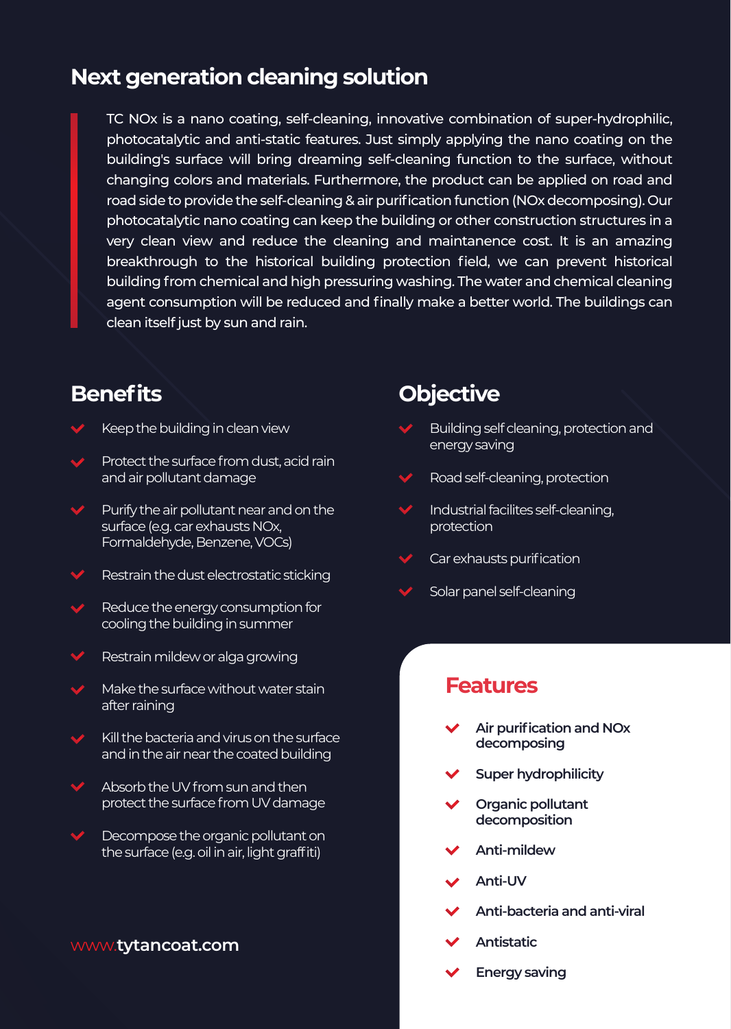## Next generation cleaning solution

TC NOx is a nano coating, self-cleaning, innovative combination of super-hydrophilic, photocatalytic and anti-static features. Just simply applying the nano coating on the building's surface will bring dreaming self-cleaning function to the surface, without changing colors and materials. Furthermore, the product can be applied on road and road side to provide the self-cleaning & air purification function (NOx decomposing). Our photocatalytic nano coating can keep the building or other construction structures in a very clean view and reduce the cleaning and maintanence cost. It is an amazing breakthrough to the historical building protection field, we can prevent historical building from chemical and high pressuring washing. The water and chemical cleaning agent consumption will be reduced and finally make a better world. The buildings can clean itself just by sun and rain.

## Benefits

- Keep the building in clean view
- Protect the surface from dust, acid rain and air pollutant damage
- Purify the air pollutant near and on the surface (e.g. car exhausts NOx, Formaldehyde, Benzene, VOCs)
- Restrain the dust electrostatic sticking
- Reduce the energy consumption for cooling the building in summer
- Restrain mildew or alga growing
- Make the surface without water stain after raining
- Kill the bacteria and virus on the surface and in the air near the coated building
- Absorb the UV from sun and then protect the surface from UV damage
- Decompose the organic pollutant on the surface (e.g. oil in air, light graffiti)

www.tytancoat.com

## Objective

- Building self cleaning, protection and energy saving
- Road self-cleaning, protection
- Industrial facilites self-cleaning, protection
- Car exhausts purification
- Solar panel self-cleaning

## Features

- Air purification and NOx decomposing
- Super hydrophilicity
- Organic pollutant decomposition
- Anti-mildew
- Anti-UV
- Anti-bacteria and anti-viral
- Antistatic
- Energy saving